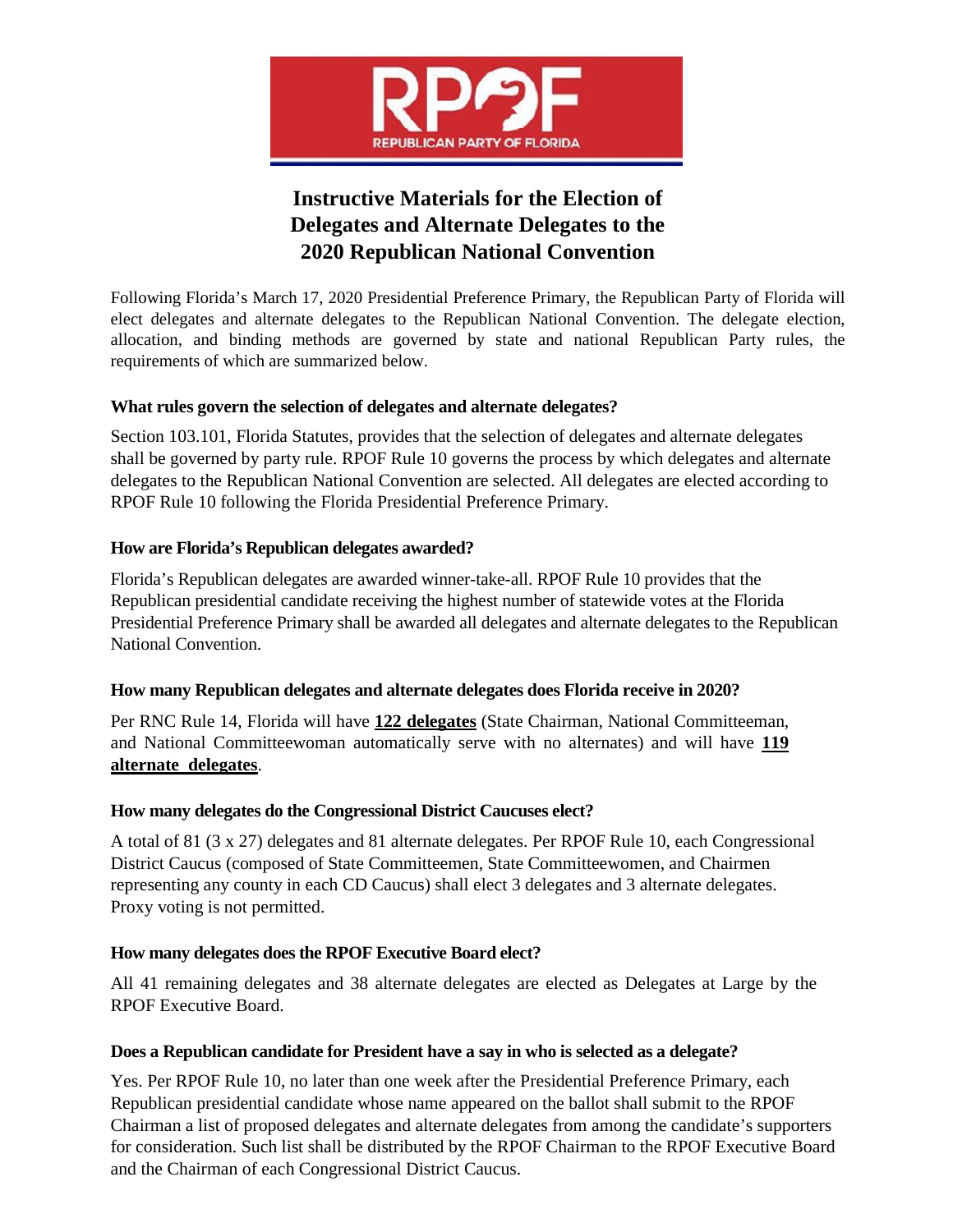# Instructive Materials for the Election of Delegates and Alternate Delegates to the 2020 Republican National Convention

Following Florida's March 17, 2020 Presidential Preference Primary, the Republican Party of Florida will elect delegates and alternate delegates to the Republican National Convention. The delegate election, allocation, and binding methods are governed by state and national Republican Party rules, the requirements of which are summarized below.

### What rules govern the selection of delegates and alternate delegates?

Section 103.101, Florida Statutes, provides that the selection of delegates and alternate delegates shall be governed by party rule. RPOF Rule 10 governs the process by which delegates and alternate delegates to the Republican National Convention are selected. All delegates are elected according to RPOF Rule 10 following the Florida Presidential Preference Primary.

### How are Florida's Republican delegates awarded?

Florida's Republican delegates are awarded winner-take-all. RPOF Rule 10 provides that the Republican presidential candidate receiving the highest number of statewide votes at the Florida Presidential Preference Primary shall be awarded all delegates and alternate delegates to the Republican National Convention.

### How many Republican delegates and alternate delegates does Florida receive in 2020?

Per RNC Rule 14, Florida will have **122 delegates** (State Chairman, National Committeeman, and National Committeewoman automatically serve with no alternates) and will have **119 alternate delegates**.

### How many delegates do the Congressional District Caucuses elect?

A total of 81 (3 x 27) delegates and 81 alternate delegates. Per RPOF Rule 10, each Congressional District Caucus (composed of State Committeemen, State Committeewomen, and Chairmen representing any county in each CD Caucus) shall elect 3 delegates and 3 alternate delegates. Proxy voting is not permitted.

### How many delegates does the RPOF Executive Board elect?

All 41 remaining delegates and 38 alternate delegates are elected as Delegates at Large by the RPOF Executive Board.

### Does a Republican candidate for President have a say in who is selected as a delegate?

Yes. Per RPOF Rule 10, no later than one week after the Presidential Preference Primary, each Republican presidential candidate whose name appeared on the ballot shall submit to the RPOF Chairman a list of proposed delegates and alternate delegates from among the candidate's supporters for consideration. Such list shall be distributed by the RPOF Chairman to the RPOF Executive Board and the Chairman of each Congressional District Caucus.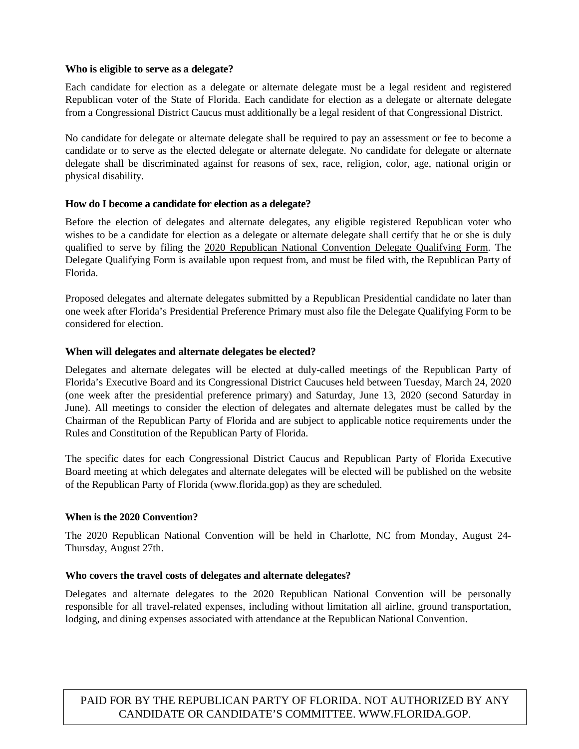**Who is eligible to serve as a delegate?**

Each candidate for election as a delegate or alternate delegate must be a legal resident and registered Republican voter of the State of Florida. Each candidate for election as a delegate or alternate delegate from a Congressional District Caucus must additionally be a legal resident of that Congressional District.

No candidate for delegate or alternate delegate shall be required to pay an assessment or fee to become a candidate or to serve as the elected delegate or alternate delegate. No candidate for delegate or alternate delegate shall be discriminated against for reasons of sex, race, religion, color, age, national origin or physical disability.

**How do I become a candidate for election as a delegate?**

Before the election of delegates and alternate delegates, any eligible registered Republican voter who wishes to be a candidate for election as a delegate or alternate delegate shall certify that he or she is duly qualified to serve by filing the 2020 Republican National Convention Delegate Qualifying Form. The Delegate Qualifying Form is available upon request from, and must be filed with, the Republican Party of Florida.

Proposed delegates and alternate delegates submitted by a Republican Presidential candidate no later than one week after Florida's Presidential Preference Primary must also file the Delegate Qualifying Form to be considered for election.

**When will delegates and alternate delegates be elected?**

Delegates and alternate delegates will be elected at duly-called meetings of the Republican Party of Florida's Executive Board and its Congressional District Caucuses held between Tuesday, March 24, 2020 (one week after the presidential preference primary) and Saturday, June 13, 2020 (second Saturday in June). All meetings to consider the election of delegates and alternate delegates must be called by the Chairman of the Republican Party of Florida and are subject to applicable notice requirements under the Rules and Constitution of the Republican Party of Florida.

The specific dates for each Congressional District Caucus and Republican Party of Florida Executive Board meeting at which delegates and alternate delegates will be elected will be published on the website of the Republican Party of Florida (www.florida.gop) as they are scheduled.

**When is the 2020 Convention?**

The 2020 Republican National Convention will be held in Charlotte, NC from Monday, August 24-Thursday, August 27th.

**Who covers the travel costs of delegates and alternate delegates?**

Delegates and alternate delegates to the 2020 Republican National Convention will be personally responsible for all travel-related expenses, including without limitation all airline, ground transportation, lodging, and dining expenses associated with attendance at the Republican National Convention.

PAID FOR BY THE REPUBLICAN PARTY OF FLORIDA. NOT AUTHORIZED BY ANY CANDIDATE OR CANDIDATE'S COMMITTEE. WWW.FLORIDA.GOP.